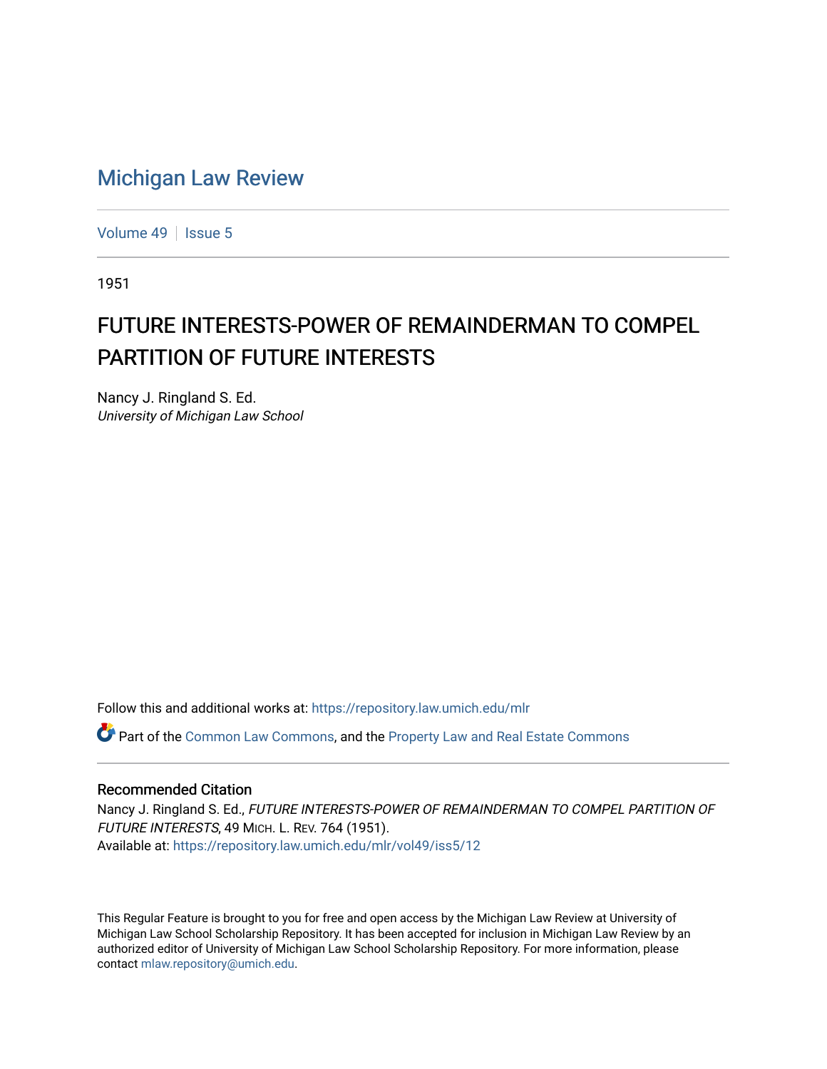# Michigan Law Review

Volume 49 | Issue 5

1951

## FUTURE INTERESTS-POWER OF REMAINDERMAN TO COMPEL PARTITION OF FUTURE INTERESTS

Nancy J. Ringland S. Ed.
*University of Michigan Law School*

Follow this and additional works at: https://repository.law.umich.edu/mlr

Part of the Common Law Commons, and the Property Law and Real Estate Commons

### Recommended Citation

Nancy J. Ringland S. Ed., *FUTURE INTERESTS-POWER OF REMAINDERMAN TO COMPEL PARTITION OF FUTURE INTERESTS*, 49 MICH. L. REV. 764 (1951).
Available at: https://repository.law.umich.edu/mlr/vol49/iss5/12

This Regular Feature is brought to you for free and open access by the Michigan Law Review at University of Michigan Law School Scholarship Repository. It has been accepted for inclusion in Michigan Law Review by an authorized editor of University of Michigan Law School Scholarship Repository. For more information, please contact mlaw.repository@umich.edu.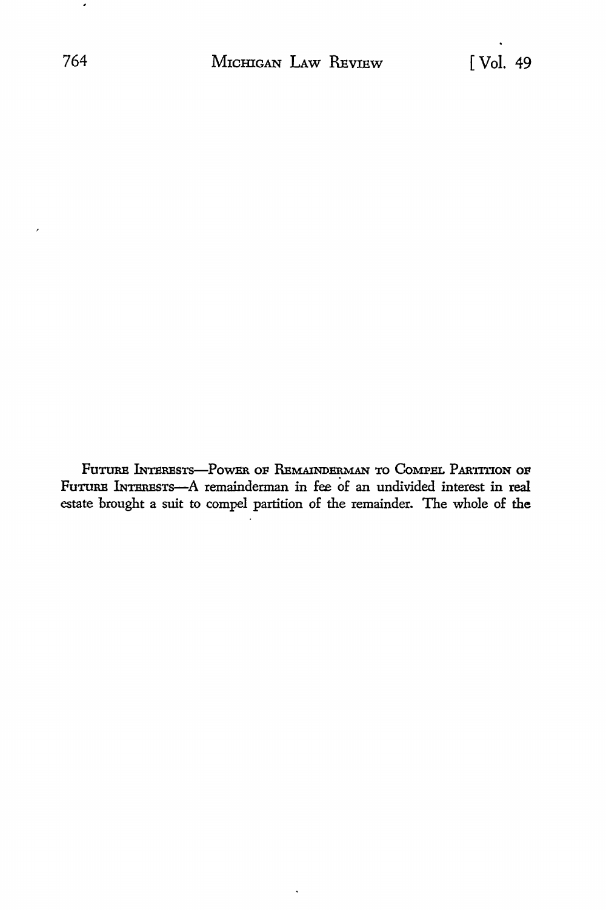FUTURE INTERESTS—POWER OF REMAINDERMAN TO COMPEL PARTITION OF FUTURE INTERESTS—A remainderman in fee of an undivided interest in real estate brought a suit to compel partition of the remainder. The whole of the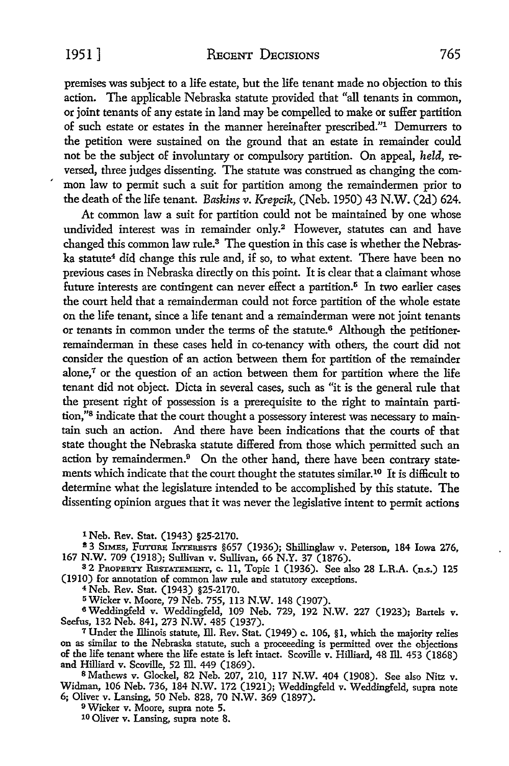premises was subject to a life estate, but the life tenant made no objection to this action. The applicable Nebraska statute provided that "all tenants in common, or joint tenants of any estate in land may be compelled to make or suffer partition of such estate or estates in the manner hereinafter prescribed."[1] Demurrers to the petition were sustained on the ground that an estate in remainder could not be the subject of involuntary or compulsory partition. On appeal, *held*, reversed, three judges dissenting. The statute was construed as changing the common law to permit such a suit for partition among the remaindermen prior to the death of the life tenant. *Baskins v. Krepcik*, (Neb. 1950) 43 N.W. (2d) 624.

At common law a suit for partition could not be maintained by one whose undivided interest was in remainder only.[2] However, statutes can and have changed this common law rule.[3] The question in this case is whether the Nebraska statute[4] did change this rule and, if so, to what extent. There have been no previous cases in Nebraska directly on this point. It is clear that a claimant whose future interests are contingent can never effect a partition.[5] In two earlier cases the court held that a remainderman could not force partition of the whole estate on the life tenant, since a life tenant and a remainderman were not joint tenants or tenants in common under the terms of the statute.[6] Although the petitioner-remainderman in these cases held in co-tenancy with others, the court did not consider the question of an action between them for partition of the remainder alone,[7] or the question of an action between them for partition where the life tenant did not object. Dicta in several cases, such as "it is the general rule that the present right of possession is a prerequisite to the right to maintain partition,"[8] indicate that the court thought a possessory interest was necessary to maintain such an action. And there have been indications that the courts of that state thought the Nebraska statute differed from those which permitted such an action by remaindermen.[9] On the other hand, there have been contrary statements which indicate that the court thought the statutes similar.[10] It is difficult to determine what the legislature intended to be accomplished by this statute. The dissenting opinion argues that it was never the legislative intent to permit actions

[1] Neb. Rev. Stat. (1943) §25-2170.

[2] 3 Simes, Future Interests §657 (1936); Shillinglaw v. Peterson, 184 Iowa 276, 167 N.W. 709 (1918); Sullivan v. Sullivan, 66 N.Y. 37 (1876).

[3] 2 Property Restatement, c. 11, Topic 1 (1936). See also 28 L.R.A. (n.s.) 125 (1910) for annotation of common law rule and statutory exceptions.

[4] Neb. Rev. Stat. (1943) §25-2170.

[5] Wicker v. Moore, 79 Neb. 755, 113 N.W. 148 (1907).

[6] Weddingfeld v. Weddingfeld, 109 Neb. 729, 192 N.W. 227 (1923); Bartels v. Seefus, 132 Neb. 841, 273 N.W. 485 (1937).

[7] Under the Illinois statute, Ill. Rev. Stat. (1949) c. 106, §1, which the majority relies on as similar to the Nebraska statute, such a proceeeding is permitted over the objections of the life tenant where the life estate is left intact. Scoville v. Hilliard, 48 Ill. 453 (1868) and Hilliard v. Scoville, 52 Ill. 449 (1869).

[8] Mathews v. Glockel, 82 Neb. 207, 210, 117 N.W. 404 (1908). See also Nitz v. Widman, 106 Neb. 736, 184 N.W. 172 (1921); Weddingfeld v. Weddingfeld, supra note 6; Oliver v. Lansing, 50 Neb. 828, 70 N.W. 369 (1897).

[9] Wicker v. Moore, supra note 5.

[10] Oliver v. Lansing, supra note 8.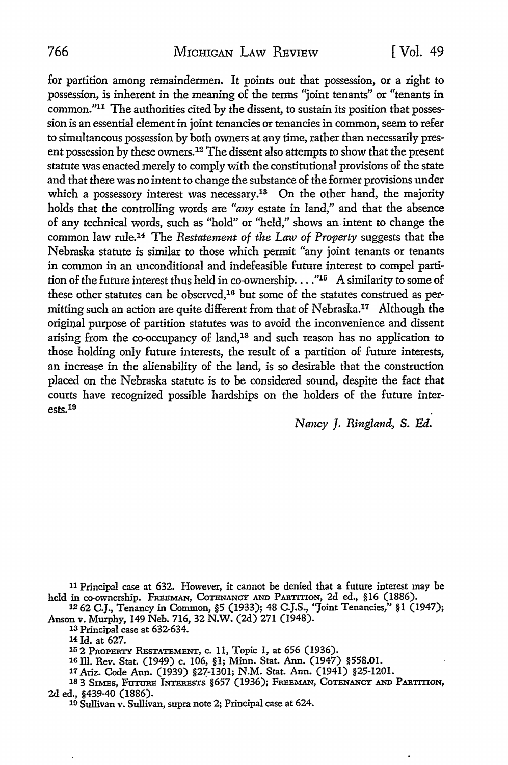for partition among remaindermen. It points out that possession, or a right to possession, is inherent in the meaning of the terms "joint tenants" or "tenants in common."[11] The authorities cited by the dissent, to sustain its position that possession is an essential element in joint tenancies or tenancies in common, seem to refer to simultaneous possession by both owners at any time, rather than necessarily present possession by these owners.[12] The dissent also attempts to show that the present statute was enacted merely to comply with the constitutional provisions of the state and that there was no intent to change the substance of the former provisions under which a possessory interest was necessary.[13] On the other hand, the majority holds that the controlling words are "*any* estate in land," and that the absence of any technical words, such as "hold" or "held," shows an intent to change the common law rule.[14] The *Restatement of the Law of Property* suggests that the Nebraska statute is similar to those which permit "any joint tenants or tenants in common in an unconditional and indefeasible future interest to compel partition of the future interest thus held in co-ownership. . . ."[15] A similarity to some of these other statutes can be observed,[16] but some of the statutes construed as permitting such an action are quite different from that of Nebraska.[17] Although the original purpose of partition statutes was to avoid the inconvenience and dissent arising from the co-occupancy of land,[18] and such reason has no application to those holding only future interests, the result of a partition of future interests, an increase in the alienability of the land, is so desirable that the construction placed on the Nebraska statute is to be considered sound, despite the fact that courts have recognized possible hardships on the holders of the future interests.[19]

*Nancy J. Ringland, S. Ed.*

---

[11] Principal case at 632. However, it cannot be denied that a future interest may be held in co-ownership. FREEMAN, COTENANCY AND PARTITION, 2d ed., §16 (1886).

[12] 62 C.J., Tenancy in Common, §5 (1933); 48 C.J.S., "Joint Tenancies," §1 (1947); Anson v. Murphy, 149 Neb. 716, 32 N.W. (2d) 271 (1948).

[13] Principal case at 632-634.

[14] Id. at 627.

[15] 2 PROPERTY RESTATEMENT, c. 11, Topic 1, at 656 (1936).

[16] Ill. Rev. Stat. (1949) c. 106, §1; Minn. Stat. Ann. (1947) §558.01.

[17] Ariz. Code Ann. (1939) §27-1301; N.M. Stat. Ann. (1941) §25-1201.

[18] 3 SIMES, FUTURE INTERESTS §657 (1936); FREEMAN, COTENANCY AND PARTITION, 2d ed., §439-40 (1886).

[19] Sullivan v. Sullivan, supra note 2; Principal case at 624.